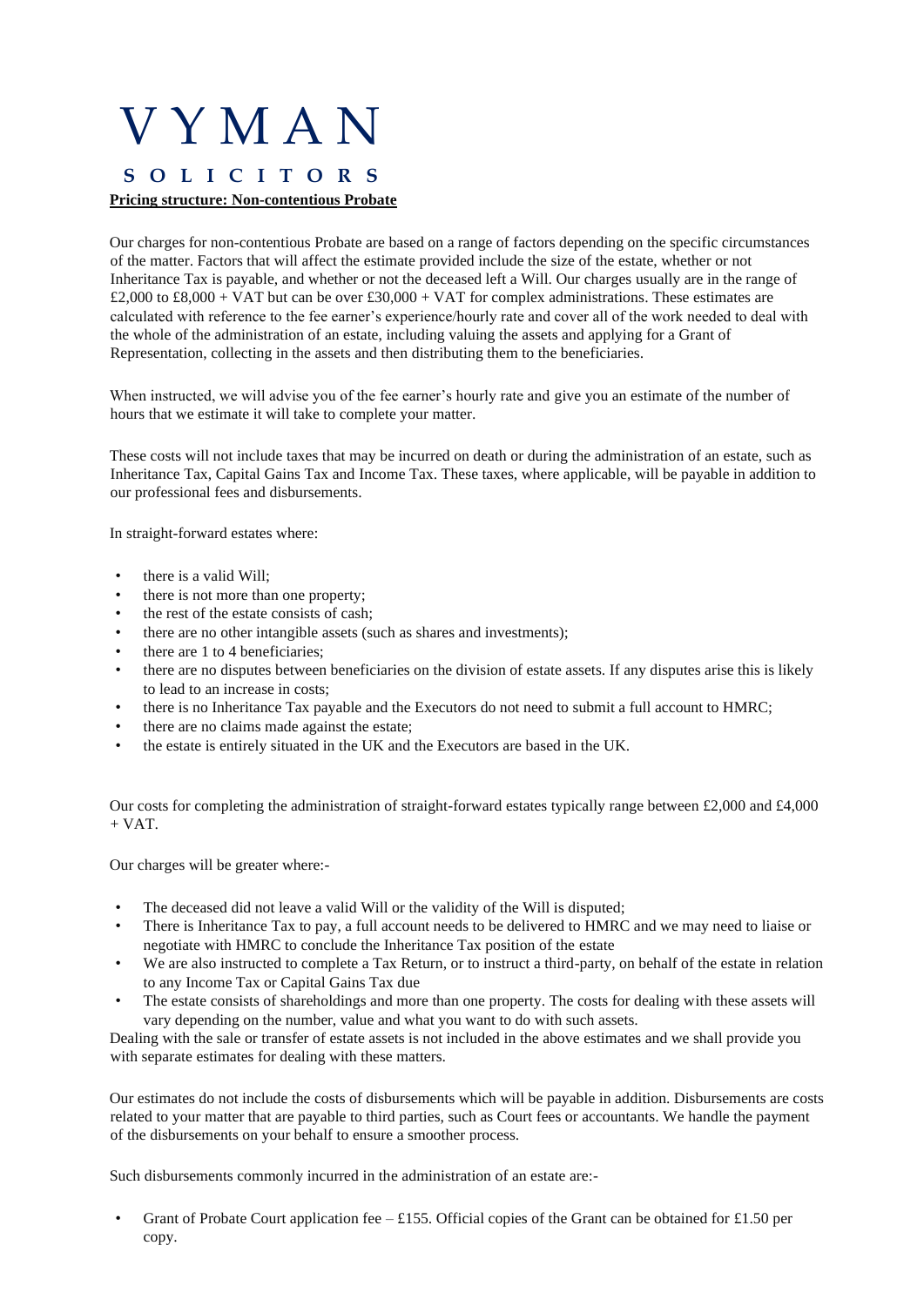# VYMAN

## SOLICITORS

**Pricing structure: Non-contentious Probate**

Our charges for non-contentious Probate are based on a range of factors depending on the specific circumstances of the matter. Factors that will affect the estimate provided include the size of the estate, whether or not Inheritance Tax is payable, and whether or not the deceased left a Will. Our charges usually are in the range of £2,000 to £8,000 + VAT but can be over £30,000 + VAT for complex administrations. These estimates are calculated with reference to the fee earner's experience/hourly rate and cover all of the work needed to deal with the whole of the administration of an estate, including valuing the assets and applying for a Grant of Representation, collecting in the assets and then distributing them to the beneficiaries.

When instructed, we will advise you of the fee earner's hourly rate and give you an estimate of the number of hours that we estimate it will take to complete your matter.

These costs will not include taxes that may be incurred on death or during the administration of an estate, such as Inheritance Tax, Capital Gains Tax and Income Tax. These taxes, where applicable, will be payable in addition to our professional fees and disbursements.

In straight-forward estates where:

- there is a valid Will;
- there is not more than one property;
- the rest of the estate consists of cash;
- there are no other intangible assets (such as shares and investments);
- there are 1 to 4 beneficiaries;
- there are no disputes between beneficiaries on the division of estate assets. If any disputes arise this is likely to lead to an increase in costs;
- there is no Inheritance Tax payable and the Executors do not need to submit a full account to HMRC;
- there are no claims made against the estate;
- the estate is entirely situated in the UK and the Executors are based in the UK.

Our costs for completing the administration of straight-forward estates typically range between £2,000 and £4,000 + VAT.

Our charges will be greater where:-

- The deceased did not leave a valid Will or the validity of the Will is disputed;
- There is Inheritance Tax to pay, a full account needs to be delivered to HMRC and we may need to liaise or negotiate with HMRC to conclude the Inheritance Tax position of the estate
- We are also instructed to complete a Tax Return, or to instruct a third-party, on behalf of the estate in relation to any Income Tax or Capital Gains Tax due
- The estate consists of shareholdings and more than one property. The costs for dealing with these assets will vary depending on the number, value and what you want to do with such assets.

Dealing with the sale or transfer of estate assets is not included in the above estimates and we shall provide you with separate estimates for dealing with these matters.

Our estimates do not include the costs of disbursements which will be payable in addition. Disbursements are costs related to your matter that are payable to third parties, such as Court fees or accountants. We handle the payment of the disbursements on your behalf to ensure a smoother process.

Such disbursements commonly incurred in the administration of an estate are:-

- Grant of Probate Court application fee – £155. Official copies of the Grant can be obtained for £1.50 per copy.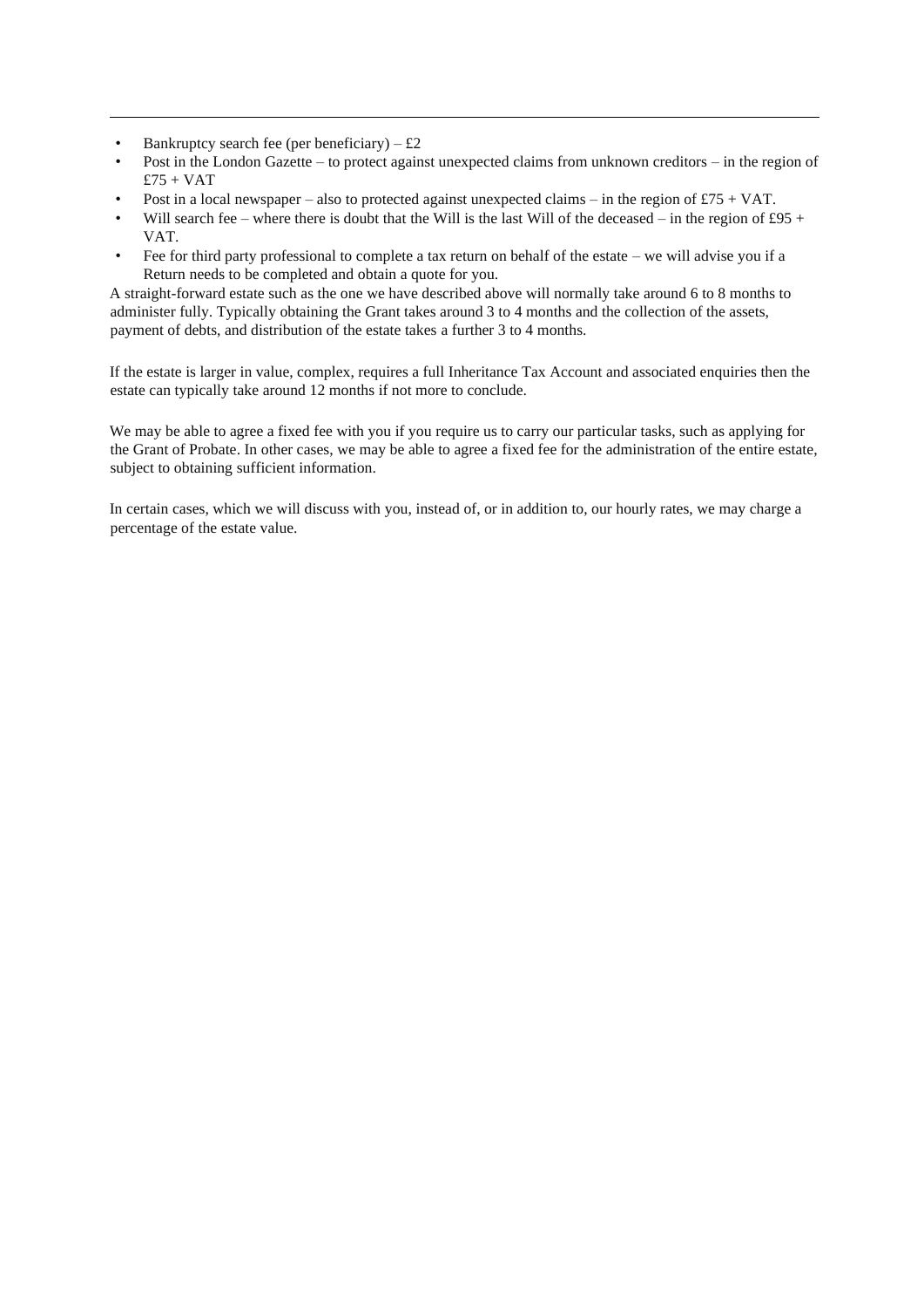- Bankruptcy search fee (per beneficiary) – £2
- Post in the London Gazette – to protect against unexpected claims from unknown creditors – in the region of £75 + VAT
- Post in a local newspaper – also to protected against unexpected claims – in the region of £75 + VAT.
- Will search fee – where there is doubt that the Will is the last Will of the deceased – in the region of £95 + VAT.
- Fee for third party professional to complete a tax return on behalf of the estate – we will advise you if a Return needs to be completed and obtain a quote for you.

A straight-forward estate such as the one we have described above will normally take around 6 to 8 months to administer fully. Typically obtaining the Grant takes around 3 to 4 months and the collection of the assets, payment of debts, and distribution of the estate takes a further 3 to 4 months.

If the estate is larger in value, complex, requires a full Inheritance Tax Account and associated enquiries then the estate can typically take around 12 months if not more to conclude.

We may be able to agree a fixed fee with you if you require us to carry our particular tasks, such as applying for the Grant of Probate. In other cases, we may be able to agree a fixed fee for the administration of the entire estate, subject to obtaining sufficient information.

In certain cases, which we will discuss with you, instead of, or in addition to, our hourly rates, we may charge a percentage of the estate value.